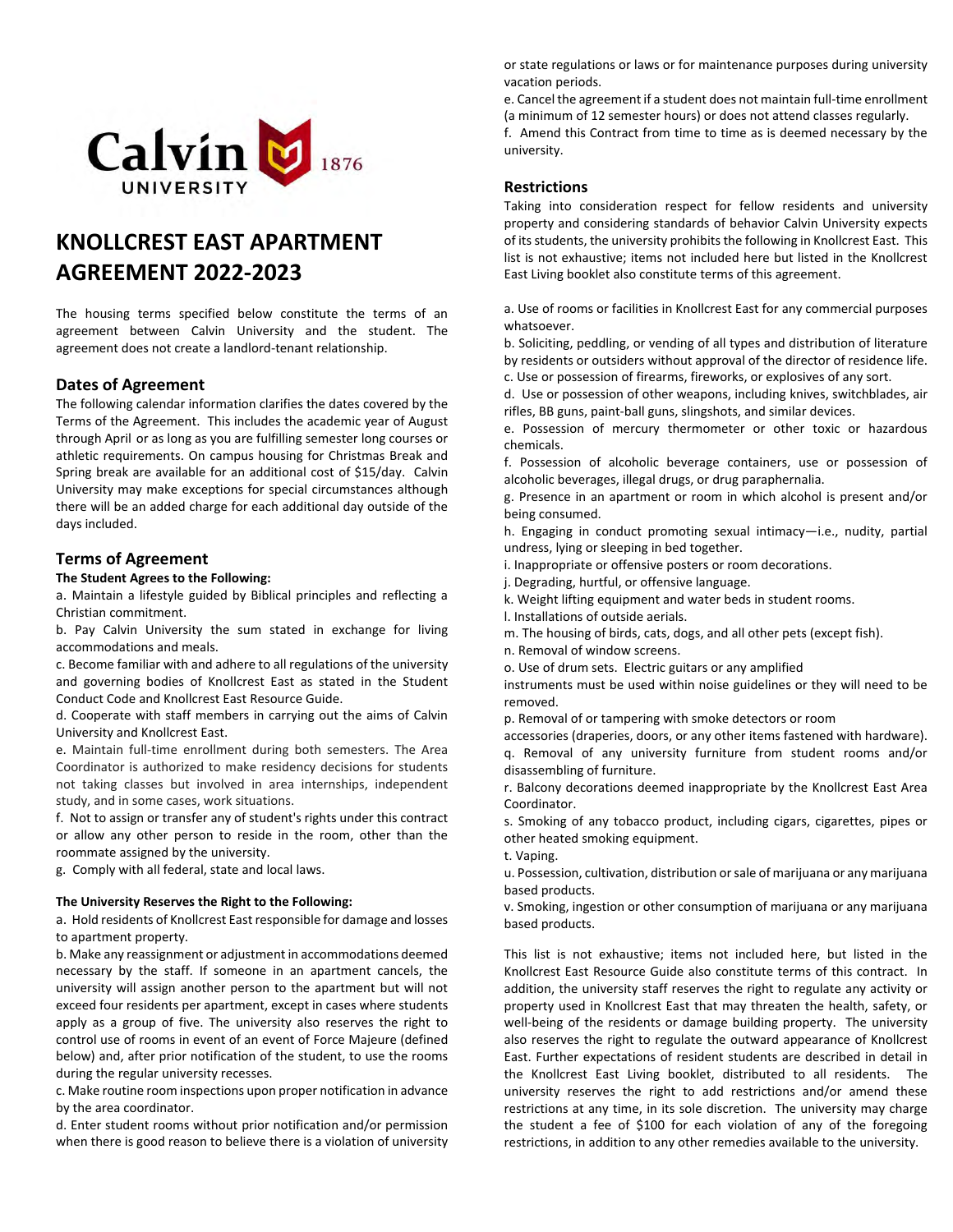# KNOLLCREST EAST APARTMENT AGREEMENT 2022-2023

The housing terms specified below constitute the terms of an agreement between Calvin University and the student. The agreement does not create a landlord-tenant relationship.

## Dates of Agreement

The following calendar information clarifies the dates covered by the Terms of the Agreement. This includes the academic year of August through April or as long as you are fulfilling semester long courses or athletic requirements. On campus housing for Christmas Break and Spring break are available for an additional cost of $15/day. Calvin University may make exceptions for special circumstances although there will be an added charge for each additional day outside of the days included.

## Terms of Agreement

**The Student Agrees to the Following:**

a. Maintain a lifestyle guided by Biblical principles and reflecting a Christian commitment.

b. Pay Calvin University the sum stated in exchange for living accommodations and meals.

c. Become familiar with and adhere to all regulations of the university and governing bodies of Knollcrest East as stated in the Student Conduct Code and Knollcrest East Resource Guide.

d. Cooperate with staff members in carrying out the aims of Calvin University and Knollcrest East.

e. Maintain full-time enrollment during both semesters. The Area Coordinator is authorized to make residency decisions for students not taking classes but involved in area internships, independent study, and in some cases, work situations.

f. Not to assign or transfer any of student's rights under this contract or allow any other person to reside in the room, other than the roommate assigned by the university.

g. Comply with all federal, state and local laws.

**The University Reserves the Right to the Following:**

a. Hold residents of Knollcrest East responsible for damage and losses to apartment property.

b. Make any reassignment or adjustment in accommodations deemed necessary by the staff. If someone in an apartment cancels, the university will assign another person to the apartment but will not exceed four residents per apartment, except in cases where students apply as a group of five. The university also reserves the right to control use of rooms in event of an event of Force Majeure (defined below) and, after prior notification of the student, to use the rooms during the regular university recesses.

c. Make routine room inspections upon proper notification in advance by the area coordinator.

d. Enter student rooms without prior notification and/or permission when there is good reason to believe there is a violation of university or state regulations or laws or for maintenance purposes during university vacation periods.

e. Cancel the agreement if a student does not maintain full-time enrollment (a minimum of 12 semester hours) or does not attend classes regularly.

f. Amend this Contract from time to time as is deemed necessary by the university.

## Restrictions

Taking into consideration respect for fellow residents and university property and considering standards of behavior Calvin University expects of its students, the university prohibits the following in Knollcrest East. This list is not exhaustive; items not included here but listed in the Knollcrest East Living booklet also constitute terms of this agreement.

a. Use of rooms or facilities in Knollcrest East for any commercial purposes whatsoever.

b. Soliciting, peddling, or vending of all types and distribution of literature by residents or outsiders without approval of the director of residence life.

c. Use or possession of firearms, fireworks, or explosives of any sort.

d. Use or possession of other weapons, including knives, switchblades, air rifles, BB guns, paint-ball guns, slingshots, and similar devices.

e. Possession of mercury thermometer or other toxic or hazardous chemicals.

f. Possession of alcoholic beverage containers, use or possession of alcoholic beverages, illegal drugs, or drug paraphernalia.

g. Presence in an apartment or room in which alcohol is present and/or being consumed.

h. Engaging in conduct promoting sexual intimacy—i.e., nudity, partial undress, lying or sleeping in bed together.

i. Inappropriate or offensive posters or room decorations.

j. Degrading, hurtful, or offensive language.

k. Weight lifting equipment and water beds in student rooms.

l. Installations of outside aerials.

m. The housing of birds, cats, dogs, and all other pets (except fish).

n. Removal of window screens.

o. Use of drum sets. Electric guitars or any amplified instruments must be used within noise guidelines or they will need to be removed.

p. Removal of or tampering with smoke detectors or room accessories (draperies, doors, or any other items fastened with hardware).

q. Removal of any university furniture from student rooms and/or disassembling of furniture.

r. Balcony decorations deemed inappropriate by the Knollcrest East Area Coordinator.

s. Smoking of any tobacco product, including cigars, cigarettes, pipes or other heated smoking equipment.

t. Vaping.

u. Possession, cultivation, distribution or sale of marijuana or any marijuana based products.

v. Smoking, ingestion or other consumption of marijuana or any marijuana based products.

This list is not exhaustive; items not included here, but listed in the Knollcrest East Resource Guide also constitute terms of this contract. In addition, the university staff reserves the right to regulate any activity or property used in Knollcrest East that may threaten the health, safety, or well-being of the residents or damage building property. The university also reserves the right to regulate the outward appearance of Knollcrest East. Further expectations of resident students are described in detail in the Knollcrest East Living booklet, distributed to all residents. The university reserves the right to add restrictions and/or amend these restrictions at any time, in its sole discretion. The university may charge the student a fee of $100 for each violation of any of the foregoing restrictions, in addition to any other remedies available to the university.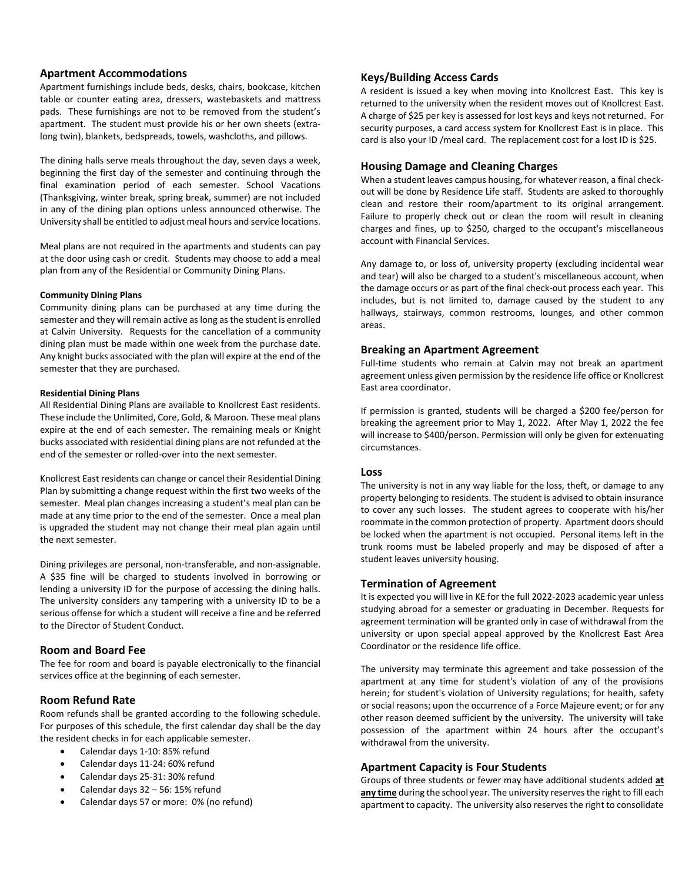## Apartment Accommodations

Apartment furnishings include beds, desks, chairs, bookcase, kitchen table or counter eating area, dressers, wastebaskets and mattress pads. These furnishings are not to be removed from the student's apartment. The student must provide his or her own sheets (extra-long twin), blankets, bedspreads, towels, washcloths, and pillows.

The dining halls serve meals throughout the day, seven days a week, beginning the first day of the semester and continuing through the final examination period of each semester. School Vacations (Thanksgiving, winter break, spring break, summer) are not included in any of the dining plan options unless announced otherwise. The University shall be entitled to adjust meal hours and service locations.

Meal plans are not required in the apartments and students can pay at the door using cash or credit. Students may choose to add a meal plan from any of the Residential or Community Dining Plans.

#### Community Dining Plans

Community dining plans can be purchased at any time during the semester and they will remain active as long as the student is enrolled at Calvin University. Requests for the cancellation of a community dining plan must be made within one week from the purchase date. Any knight bucks associated with the plan will expire at the end of the semester that they are purchased.

#### Residential Dining Plans

All Residential Dining Plans are available to Knollcrest East residents. These include the Unlimited, Core, Gold, & Maroon. These meal plans expire at the end of each semester. The remaining meals or Knight bucks associated with residential dining plans are not refunded at the end of the semester or rolled-over into the next semester.

Knollcrest East residents can change or cancel their Residential Dining Plan by submitting a change request within the first two weeks of the semester. Meal plan changes increasing a student's meal plan can be made at any time prior to the end of the semester. Once a meal plan is upgraded the student may not change their meal plan again until the next semester.

Dining privileges are personal, non-transferable, and non-assignable. A $35 fine will be charged to students involved in borrowing or lending a university ID for the purpose of accessing the dining halls. The university considers any tampering with a university ID to be a serious offense for which a student will receive a fine and be referred to the Director of Student Conduct.

## Room and Board Fee

The fee for room and board is payable electronically to the financial services office at the beginning of each semester.

## Room Refund Rate

Room refunds shall be granted according to the following schedule. For purposes of this schedule, the first calendar day shall be the day the resident checks in for each applicable semester.

- Calendar days 1-10: 85% refund
- Calendar days 11-24: 60% refund
- Calendar days 25-31: 30% refund
- Calendar days 32 – 56: 15% refund
- Calendar days 57 or more: 0% (no refund)

## Keys/Building Access Cards

A resident is issued a key when moving into Knollcrest East. This key is returned to the university when the resident moves out of Knollcrest East. A charge of $25 per key is assessed for lost keys and keys not returned. For security purposes, a card access system for Knollcrest East is in place. This card is also your ID /meal card. The replacement cost for a lost ID is $25.

## Housing Damage and Cleaning Charges

When a student leaves campus housing, for whatever reason, a final check-out will be done by Residence Life staff. Students are asked to thoroughly clean and restore their room/apartment to its original arrangement. Failure to properly check out or clean the room will result in cleaning charges and fines, up to $250, charged to the occupant's miscellaneous account with Financial Services.

Any damage to, or loss of, university property (excluding incidental wear and tear) will also be charged to a student's miscellaneous account, when the damage occurs or as part of the final check-out process each year. This includes, but is not limited to, damage caused by the student to any hallways, stairways, common restrooms, lounges, and other common areas.

## Breaking an Apartment Agreement

Full-time students who remain at Calvin may not break an apartment agreement unless given permission by the residence life office or Knollcrest East area coordinator.

If permission is granted, students will be charged a $200 fee/person for breaking the agreement prior to May 1, 2022. After May 1, 2022 the fee will increase to $400/person. Permission will only be given for extenuating circumstances.

## Loss

The university is not in any way liable for the loss, theft, or damage to any property belonging to residents. The student is advised to obtain insurance to cover any such losses. The student agrees to cooperate with his/her roommate in the common protection of property. Apartment doors should be locked when the apartment is not occupied. Personal items left in the trunk rooms must be labeled properly and may be disposed of after a student leaves university housing.

## Termination of Agreement

It is expected you will live in KE for the full 2022-2023 academic year unless studying abroad for a semester or graduating in December. Requests for agreement termination will be granted only in case of withdrawal from the university or upon special appeal approved by the Knollcrest East Area Coordinator or the residence life office.

The university may terminate this agreement and take possession of the apartment at any time for student's violation of any of the provisions herein; for student's violation of University regulations; for health, safety or social reasons; upon the occurrence of a Force Majeure event; or for any other reason deemed sufficient by the university. The university will take possession of the apartment within 24 hours after the occupant's withdrawal from the university.

## Apartment Capacity is Four Students

Groups of three students or fewer may have additional students added **at any time** during the school year. The university reserves the right to fill each apartment to capacity. The university also reserves the right to consolidate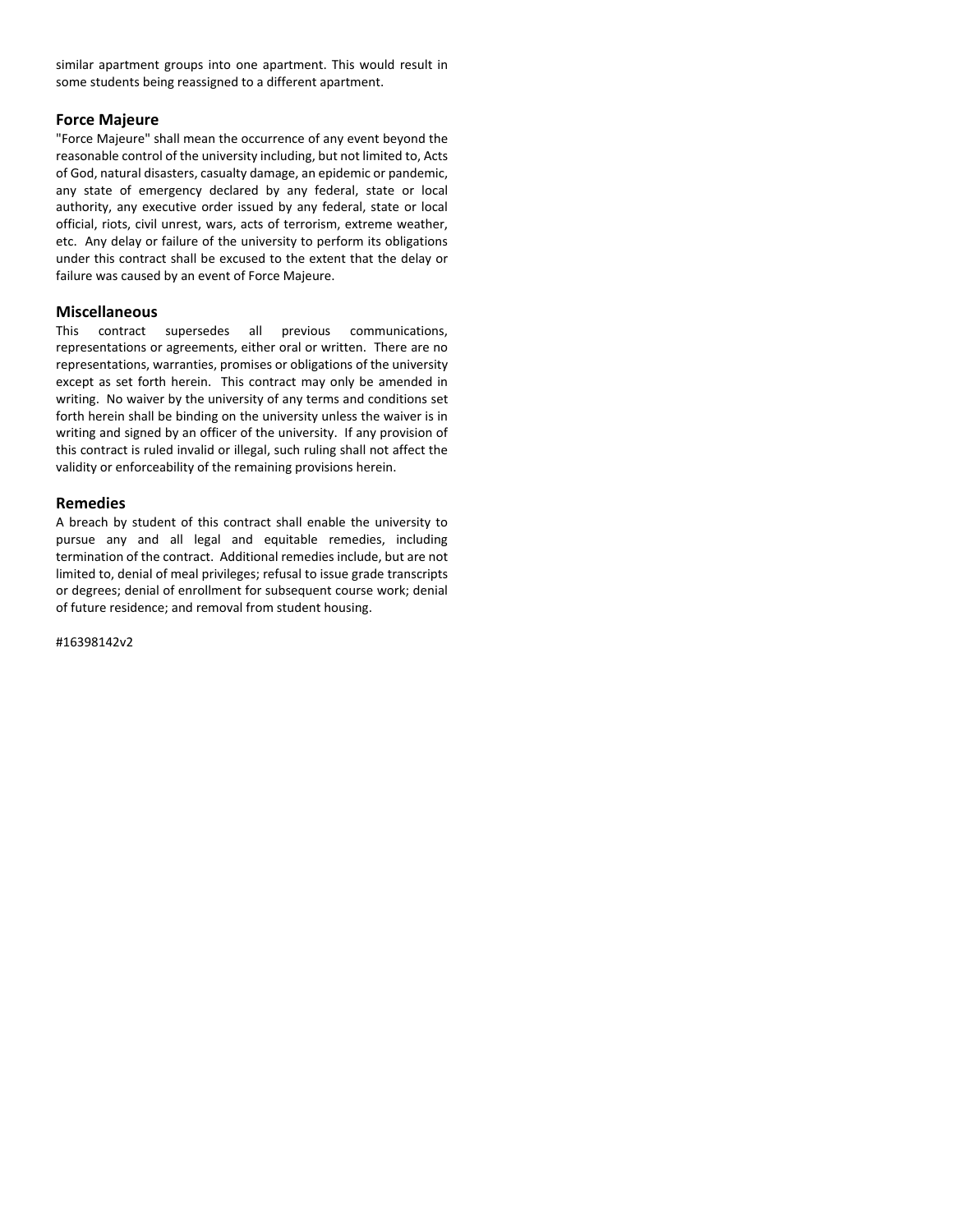similar apartment groups into one apartment. This would result in some students being reassigned to a different apartment.

### Force Majeure

"Force Majeure" shall mean the occurrence of any event beyond the reasonable control of the university including, but not limited to, Acts of God, natural disasters, casualty damage, an epidemic or pandemic, any state of emergency declared by any federal, state or local authority, any executive order issued by any federal, state or local official, riots, civil unrest, wars, acts of terrorism, extreme weather, etc. Any delay or failure of the university to perform its obligations under this contract shall be excused to the extent that the delay or failure was caused by an event of Force Majeure.

### Miscellaneous

This contract supersedes all previous communications, representations or agreements, either oral or written. There are no representations, warranties, promises or obligations of the university except as set forth herein. This contract may only be amended in writing. No waiver by the university of any terms and conditions set forth herein shall be binding on the university unless the waiver is in writing and signed by an officer of the university. If any provision of this contract is ruled invalid or illegal, such ruling shall not affect the validity or enforceability of the remaining provisions herein.

### Remedies

A breach by student of this contract shall enable the university to pursue any and all legal and equitable remedies, including termination of the contract. Additional remedies include, but are not limited to, denial of meal privileges; refusal to issue grade transcripts or degrees; denial of enrollment for subsequent course work; denial of future residence; and removal from student housing.

#16398142v2